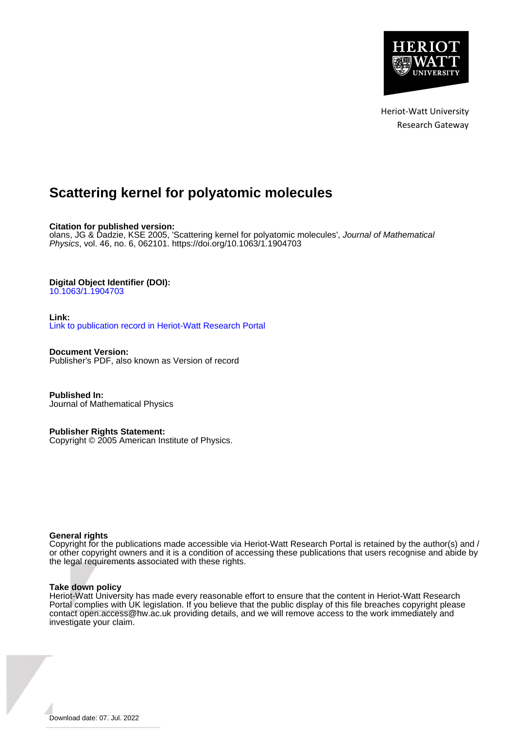Heriot-Watt University
Research Gateway

# Scattering kernel for polyatomic molecules

**Citation for published version:**
olans, JG & Dadzie, KSE 2005, 'Scattering kernel for polyatomic molecules', *Journal of Mathematical Physics*, vol. 46, no. 6, 062101. https://doi.org/10.1063/1.1904703

**Digital Object Identifier (DOI):**
10.1063/1.1904703

**Link:**
Link to publication record in Heriot-Watt Research Portal

**Document Version:**
Publisher's PDF, also known as Version of record

**Published In:**
Journal of Mathematical Physics

**Publisher Rights Statement:**
Copyright © 2005 American Institute of Physics.

**General rights**
Copyright for the publications made accessible via Heriot-Watt Research Portal is retained by the author(s) and / or other copyright owners and it is a condition of accessing these publications that users recognise and abide by the legal requirements associated with these rights.

**Take down policy**
Heriot-Watt University has made every reasonable effort to ensure that the content in Heriot-Watt Research Portal complies with UK legislation. If you believe that the public display of this file breaches copyright please contact open.access@hw.ac.uk providing details, and we will remove access to the work immediately and investigate your claim.

Download date: 07. Jul. 2022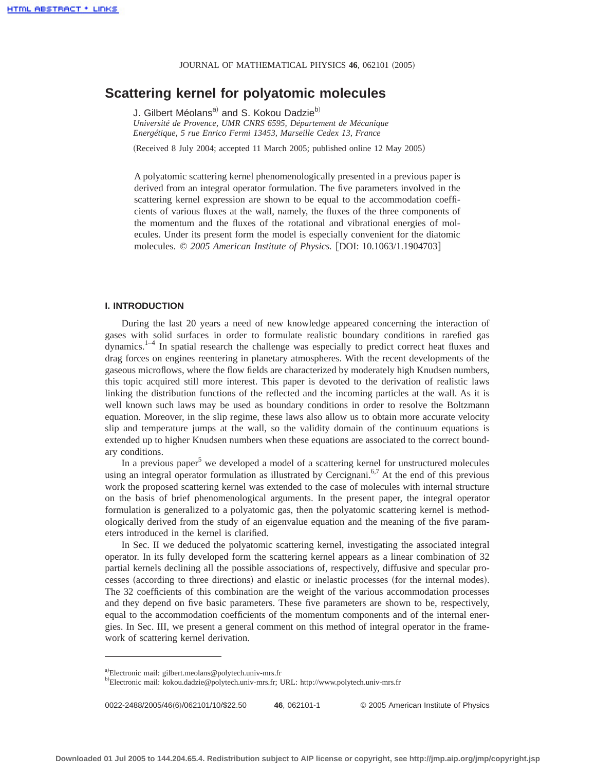# Scattering kernel for polyatomic molecules

J. Gilbert Méolans[a] and S. Kokou Dadzie[b]

*Université de Provence, UMR CNRS 6595, Département de Mécanique Energétique, 5 rue Enrico Fermi 13453, Marseille Cedex 13, France*

(Received 8 July 2004; accepted 11 March 2005; published online 12 May 2005)

A polyatomic scattering kernel phenomenologically presented in a previous paper is derived from an integral operator formulation. The five parameters involved in the scattering kernel expression are shown to be equal to the accommodation coefficients of various fluxes at the wall, namely, the fluxes of the three components of the momentum and the fluxes of the rotational and vibrational energies of molecules. Under its present form the model is especially convenient for the diatomic molecules. *© 2005 American Institute of Physics.* [DOI: 10.1063/1.1904703]

## I. INTRODUCTION

During the last 20 years a need of new knowledge appeared concerning the interaction of gases with solid surfaces in order to formulate realistic boundary conditions in rarefied gas dynamics.[1–4] In spatial research the challenge was especially to predict correct heat fluxes and drag forces on engines reentering in planetary atmospheres. With the recent developments of the gaseous microflows, where the flow fields are characterized by moderately high Knudsen numbers, this topic acquired still more interest. This paper is devoted to the derivation of realistic laws linking the distribution functions of the reflected and the incoming particles at the wall. As it is well known such laws may be used as boundary conditions in order to resolve the Boltzmann equation. Moreover, in the slip regime, these laws also allow us to obtain more accurate velocity slip and temperature jumps at the wall, so the validity domain of the continuum equations is extended up to higher Knudsen numbers when these equations are associated to the correct boundary conditions.

In a previous paper[5] we developed a model of a scattering kernel for unstructured molecules using an integral operator formulation as illustrated by Cercignani.[6,7] At the end of this previous work the proposed scattering kernel was extended to the case of molecules with internal structure on the basis of brief phenomenological arguments. In the present paper, the integral operator formulation is generalized to a polyatomic gas, then the polyatomic scattering kernel is methodologically derived from the study of an eigenvalue equation and the meaning of the five parameters introduced in the kernel is clarified.

In Sec. II we deduced the polyatomic scattering kernel, investigating the associated integral operator. In its fully developed form the scattering kernel appears as a linear combination of 32 partial kernels declining all the possible associations of, respectively, diffusive and specular processes (according to three directions) and elastic or inelastic processes (for the internal modes). The 32 coefficients of this combination are the weight of the various accommodation processes and they depend on five basic parameters. These five parameters are shown to be, respectively, equal to the accommodation coefficients of the momentum components and of the internal energies. In Sec. III, we present a general comment on this method of integral operator in the framework of scattering kernel derivation.

---

[a] Electronic mail: gilbert.meolans@polytech.univ-mrs.fr

[b] Electronic mail: kokou.dadzie@polytech.univ-mrs.fr; URL: http://www.polytech.univ-mrs.fr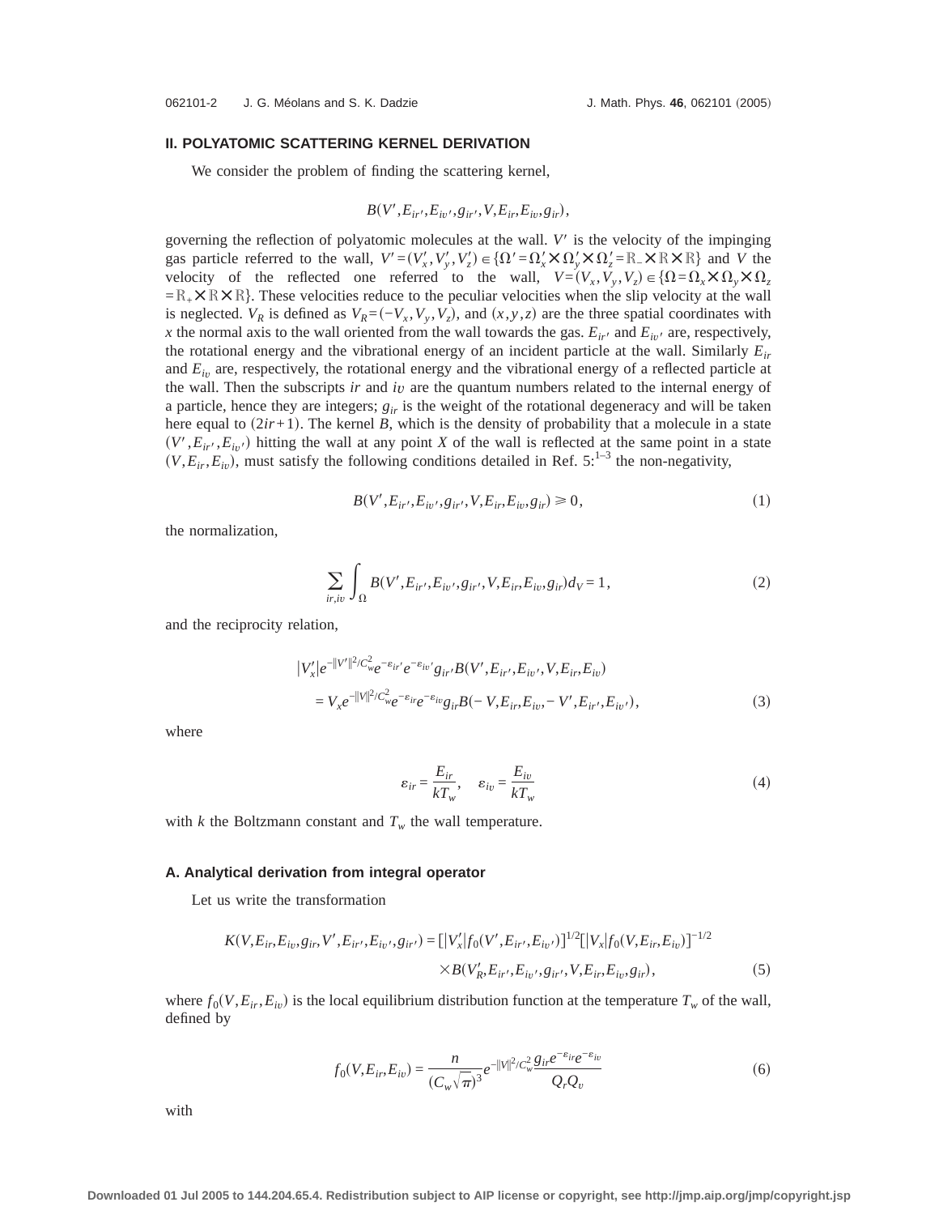## II. POLYATOMIC SCATTERING KERNEL DERIVATION

We consider the problem of finding the scattering kernel,

$$B(V',E_{ir'},E_{iv'},g_{ir'},V,E_{ir},E_{iv},g_{ir}),$$

governing the reflection of polyatomic molecules at the wall. $V'$ is the velocity of the impinging gas particle referred to the wall, $V'=(V'_x,V'_y,V'_z)\in\{\Omega'=\Omega'_x\times\Omega'_y\times\Omega'_z=\mathbb{R}_-\times\mathbb{R}\times\mathbb{R}\}$ and $V$ the velocity of the reflected one referred to the wall, $V=(V_x,V_y,V_z)\in\{\Omega=\Omega_x\times\Omega_y\times\Omega_z=\mathbb{R}_+\times\mathbb{R}\times\mathbb{R}\}$. These velocities reduce to the peculiar velocities when the slip velocity at the wall is neglected. $V_R$ is defined as $V_R=(-V_x,V_y,V_z)$, and $(x,y,z)$ are the three spatial coordinates with $x$ the normal axis to the wall oriented from the wall towards the gas. $E_{ir'}$ and $E_{iv'}$ are, respectively, the rotational energy and the vibrational energy of an incident particle at the wall. Similarly $E_{ir}$ and $E_{iv}$ are, respectively, the rotational energy and the vibrational energy of a reflected particle at the wall. Then the subscripts $ir$ and $iv$ are the quantum numbers related to the internal energy of a particle, hence they are integers; $g_{ir}$ is the weight of the rotational degeneracy and will be taken here equal to $(2ir+1)$. The kernel $B$, which is the density of probability that a molecule in a state $(V',E_{ir'},E_{iv'})$ hitting the wall at any point $X$ of the wall is reflected at the same point in a state $(V,E_{ir},E_{iv})$, must satisfy the following conditions detailed in Ref. 5:[1–3] the non-negativity,

$$B(V',E_{ir'},E_{iv'},g_{ir'},V,E_{ir},E_{iv},g_{ir})\geq 0, \tag{1}$$

the normalization,

$$\sum_{ir,iv}\int_{\Omega}B(V',E_{ir'},E_{iv'},g_{ir'},V,E_{ir},E_{iv},g_{ir})d_V=1, \tag{2}$$

and the reciprocity relation,

$$\begin{aligned}|V'_x|e^{-\|V'\|^2/C_w^2}e^{-\varepsilon_{ir'}}e^{-\varepsilon_{iv'}}g_{ir'}B(V',E_{ir'},E_{iv'},V,E_{ir},E_{iv})\\ =V_xe^{-\|V\|^2/C_w^2}e^{-\varepsilon_{ir}}e^{-\varepsilon_{iv}}g_{ir}B(-V,E_{ir},E_{iv},-V',E_{ir'},E_{iv'}),\end{aligned} \tag{3}$$

where

$$\varepsilon_{ir}=\frac{E_{ir}}{kT_w},\quad \varepsilon_{iv}=\frac{E_{iv}}{kT_w} \tag{4}$$

with $k$ the Boltzmann constant and $T_w$ the wall temperature.

### A. Analytical derivation from integral operator

Let us write the transformation

$$\begin{aligned}K(V,E_{ir},E_{iv},g_{ir},V',E_{ir'},E_{iv'},g_{ir'})=[|V'_x|f_0(V',E_{ir'},E_{iv'})]^{1/2}[|V_x|f_0(V,E_{ir},E_{iv})]^{-1/2}\\ \times B(V'_R,E_{ir'},E_{iv'},g_{ir'},V,E_{ir},E_{iv},g_{ir}),\end{aligned} \tag{5}$$

where $f_0(V,E_{ir},E_{iv})$ is the local equilibrium distribution function at the temperature $T_w$ of the wall, defined by

$$f_0(V,E_{ir},E_{iv})=\frac{n}{(C_w\sqrt{\pi})^3}e^{-\|V\|^2/C_w^2}\frac{g_{ir}e^{-\varepsilon_{ir}}e^{-\varepsilon_{iv}}}{Q_rQ_v} \tag{6}$$

with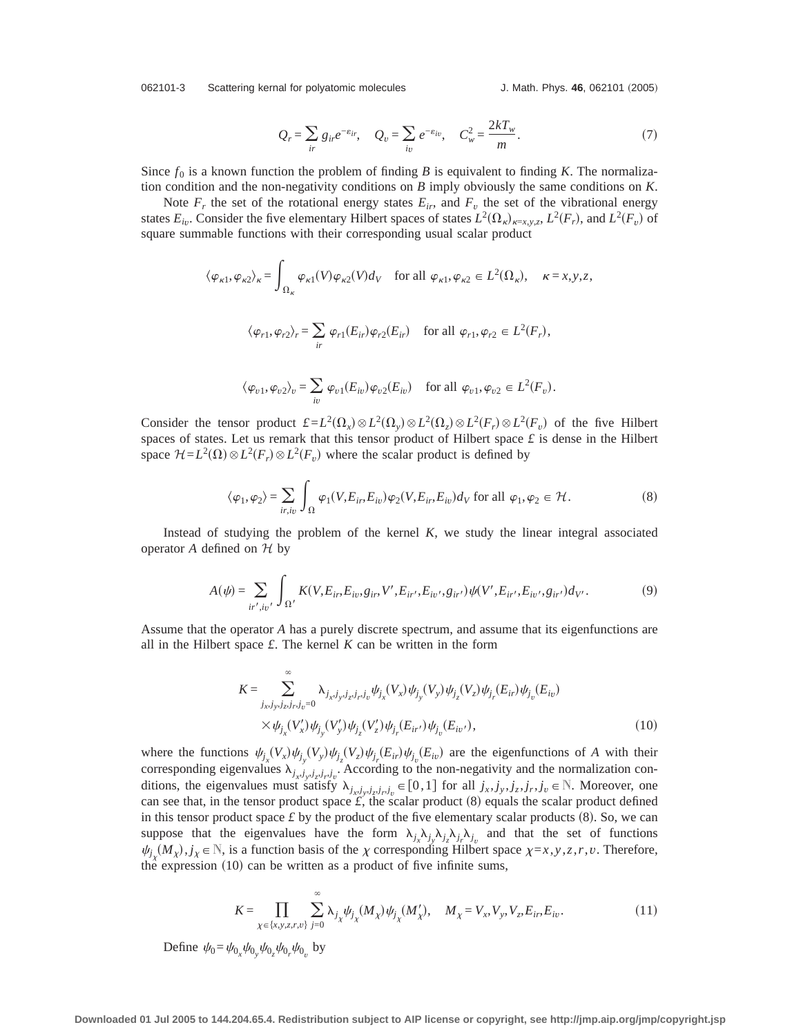$$Q_r = \sum_{ir} g_{ir} e^{-\varepsilon_{ir}}, \quad Q_v = \sum_{iv} e^{-\varepsilon_{iv}}, \quad C_w^2 = \frac{2kT_w}{m}. \tag{7}$$

Since $f_0$ is a known function the problem of finding $B$ is equivalent to finding $K$. The normalization condition and the non-negativity conditions on $B$ imply obviously the same conditions on $K$.

Note $F_r$ the set of the rotational energy states $E_{ir}$, and $F_v$ the set of the vibrational energy states $E_{iv}$. Consider the five elementary Hilbert spaces of states $L^2(\Omega_\kappa)_{\kappa=x,y,z}$, $L^2(F_r)$, and $L^2(F_v)$ of square summable functions with their corresponding usual scalar product

$$\langle \varphi_{\kappa 1}, \varphi_{\kappa 2} \rangle_\kappa = \int_{\Omega_\kappa} \varphi_{\kappa 1}(V) \varphi_{\kappa 2}(V) d_V \quad \text{for all } \varphi_{\kappa 1}, \varphi_{\kappa 2} \in L^2(\Omega_\kappa), \quad \kappa = x,y,z,$$

$$\langle \varphi_{r1}, \varphi_{r2} \rangle_r = \sum_{ir} \varphi_{r1}(E_{ir}) \varphi_{r2}(E_{ir}) \quad \text{for all } \varphi_{r1}, \varphi_{r2} \in L^2(F_r),$$

$$\langle \varphi_{v1}, \varphi_{v2} \rangle_v = \sum_{iv} \varphi_{v1}(E_{iv}) \varphi_{v2}(E_{iv}) \quad \text{for all } \varphi_{v1}, \varphi_{v2} \in L^2(F_v).$$

Consider the tensor product $\pounds = L^2(\Omega_x) \otimes L^2(\Omega_y) \otimes L^2(\Omega_z) \otimes L^2(F_r) \otimes L^2(F_v)$ of the five Hilbert spaces of states. Let us remark that this tensor product of Hilbert space $\pounds$ is dense in the Hilbert space $\mathcal{H} = L^2(\Omega) \otimes L^2(F_r) \otimes L^2(F_v)$ where the scalar product is defined by

$$\langle \varphi_1, \varphi_2 \rangle = \sum_{ir,iv} \int_\Omega \varphi_1(V, E_{ir}, E_{iv}) \varphi_2(V, E_{ir}, E_{iv}) d_V \text{ for all } \varphi_1, \varphi_2 \in \mathcal{H}. \tag{8}$$

Instead of studying the problem of the kernel $K$, we study the linear integral associated operator $A$ defined on $\mathcal{H}$ by

$$A(\psi) = \sum_{ir',iv'} \int_{\Omega'} K(V, E_{ir}, E_{iv}, g_{ir}, V', E_{ir'}, E_{iv'}, g_{ir'}) \psi(V', E_{ir'}, E_{iv'}, g_{ir'}) d_{V'}. \tag{9}$$

Assume that the operator $A$ has a purely discrete spectrum, and assume that its eigenfunctions are all in the Hilbert space $\pounds$. The kernel $K$ can be written in the form

$$K = \sum_{j_x,j_y,j_z,j_r,j_v=0}^{\infty} \lambda_{j_x,j_y,j_z,j_r,j_v} \psi_{j_x}(V_x) \psi_{j_y}(V_y) \psi_{j_z}(V_z) \psi_{j_r}(E_{ir}) \psi_{j_v}(E_{iv}) \times \psi_{j_x}(V'_x) \psi_{j_y}(V'_y) \psi_{j_z}(V'_z) \psi_{j_r}(E_{ir'}) \psi_{j_v}(E_{iv'}), \tag{10}$$

where the functions $\psi_{j_x}(V_x)\psi_{j_y}(V_y)\psi_{j_z}(V_z)\psi_{j_r}(E_{ir})\psi_{j_v}(E_{iv})$ are the eigenfunctions of $A$ with their corresponding eigenvalues $\lambda_{j_x,j_y,j_z,j_r,j_v}$. According to the non-negativity and the normalization conditions, the eigenvalues must satisfy $\lambda_{j_x,j_y,j_z,j_r,j_v} \in [0,1]$ for all $j_x, j_y, j_z, j_r, j_v \in \mathbb{N}$. Moreover, one can see that, in the tensor product space $\pounds$, the scalar product (8) equals the scalar product defined in this tensor product space $\pounds$ by the product of the five elementary scalar products (8). So, we can suppose that the eigenvalues have the form $\lambda_{j_x}\lambda_{j_y}\lambda_{j_z}\lambda_{j_r}\lambda_{j_v}$ and that the set of functions $\psi_{j_\chi}(M_\chi), j_\chi \in \mathbb{N}$, is a function basis of the $\chi$ corresponding Hilbert space $\chi = x,y,z,r,v$. Therefore, the expression (10) can be written as a product of five infinite sums,

$$K = \prod_{\chi \in \{x,y,z,r,v\}} \sum_{j=0}^{\infty} \lambda_{j_\chi} \psi_{j_\chi}(M_\chi) \psi_{j_\chi}(M'_\chi), \quad M_\chi = V_x, V_y, V_z, E_{ir}, E_{iv}. \tag{11}$$

Define $\psi_0 = \psi_{0_x}\psi_{0_y}\psi_{0_z}\psi_{0_r}\psi_{0_v}$ by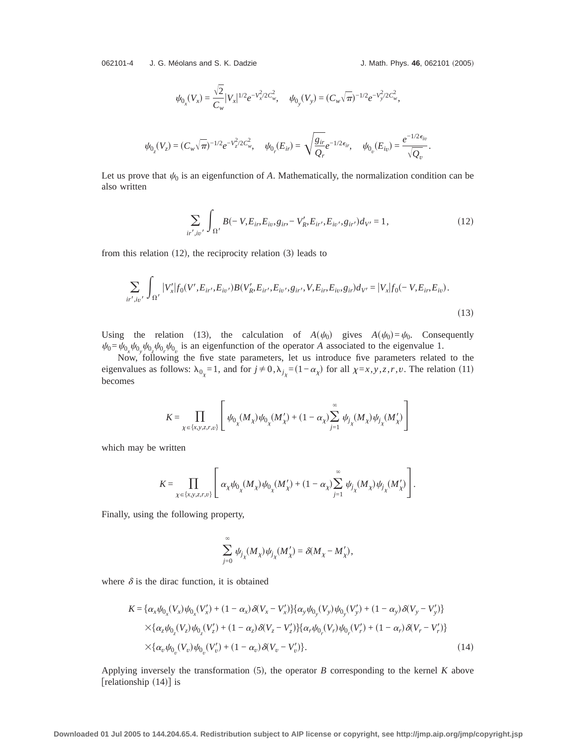$$\psi_{0_x}(V_x) = \frac{\sqrt{2}}{C_w}|V_x|^{1/2}e^{-V_x^2/2C_w^2}, \quad \psi_{0_y}(V_y) = (C_w\sqrt{\pi})^{-1/2}e^{-V_y^2/2C_w^2},$$

$$\psi_{0_z}(V_z) = (C_w\sqrt{\pi})^{-1/2}e^{-V_z^2/2C_w^2}, \quad \psi_{0_r}(E_{ir}) = \sqrt{\frac{g_{ir}}{Q_r}}e^{-1/2\epsilon_{ir}}, \quad \psi_{0_v}(E_{iv}) = \frac{e^{-1/2\epsilon_{iv}}}{\sqrt{Q_v}}.$$

Let us prove that $\psi_0$ is an eigenfunction of $A$. Mathematically, the normalization condition can be also written

$$\sum_{ir',iv'}\int_{\Omega'} B(-V,E_{ir},E_{iv},g_{ir},-V'_R,E_{ir'},E_{iv'},g_{ir'})d_{V'} = 1, \tag{12}$$

from this relation (12), the reciprocity relation (3) leads to

$$\sum_{ir',iv'}\int_{\Omega'} |V'_x|f_0(V',E_{ir'},E_{iv'})B(V'_R,E_{ir'},E_{iv'},g_{ir'},V,E_{ir},E_{iv},g_{ir})d_{V'} = |V_x|f_0(-V,E_{ir},E_{iv}). \tag{13}$$

Using the relation (13), the calculation of $A(\psi_0)$ gives $A(\psi_0)=\psi_0$. Consequently $\psi_0=\psi_{0_x}\psi_{0_y}\psi_{0_z}\psi_{0_r}\psi_{0_v}$ is an eigenfunction of the operator $A$ associated to the eigenvalue 1.

Now, following the five state parameters, let us introduce five parameters related to the eigenvalues as follows: $\lambda_{0_\chi}=1$, and for $j\neq 0, \lambda_{j_\chi}=(1-\alpha_\chi)$ for all $\chi=x,y,z,r,v$. The relation (11) becomes

$$K = \prod_{\chi\in\{x,y,z,r,v\}}\left[\psi_{0_\chi}(M_\chi)\psi_{0_\chi}(M'_\chi) + (1-\alpha_\chi)\sum_{j=1}^{\infty}\psi_{j_\chi}(M_\chi)\psi_{j_\chi}(M'_\chi)\right]$$

which may be written

$$K = \prod_{\chi\in\{x,y,z,r,v\}}\left[\alpha_\chi\psi_{0_\chi}(M_\chi)\psi_{0_\chi}(M'_\chi) + (1-\alpha_\chi)\sum_{j=1}^{\infty}\psi_{j_\chi}(M_\chi)\psi_{j_\chi}(M'_\chi)\right].$$

Finally, using the following property,

$$\sum_{j=0}^{\infty}\psi_{j_\chi}(M_\chi)\psi_{j_\chi}(M'_\chi) = \delta(M_\chi - M'_\chi),$$

where $\delta$ is the dirac function, it is obtained

$$\begin{aligned}
K = &\{\alpha_x\psi_{0_x}(V_x)\psi_{0_x}(V'_x) + (1-\alpha_x)\delta(V_x-V'_x)\}\{\alpha_y\psi_{0_y}(V_y)\psi_{0_y}(V'_y) + (1-\alpha_y)\delta(V_y-V'_y)\} \\
&\times\{\alpha_z\psi_{0_z}(V_z)\psi_{0_z}(V'_z) + (1-\alpha_z)\delta(V_z-V'_z)\}\{\alpha_r\psi_{0_r}(V_r)\psi_{0_r}(V'_r) + (1-\alpha_r)\delta(V_r-V'_r)\} \\
&\times\{\alpha_v\psi_{0_v}(V_v)\psi_{0_v}(V'_v) + (1-\alpha_v)\delta(V_v-V'_v)\}.
\end{aligned} \tag{14}$$

Applying inversely the transformation (5), the operator $B$ corresponding to the kernel $K$ above [relationship (14)] is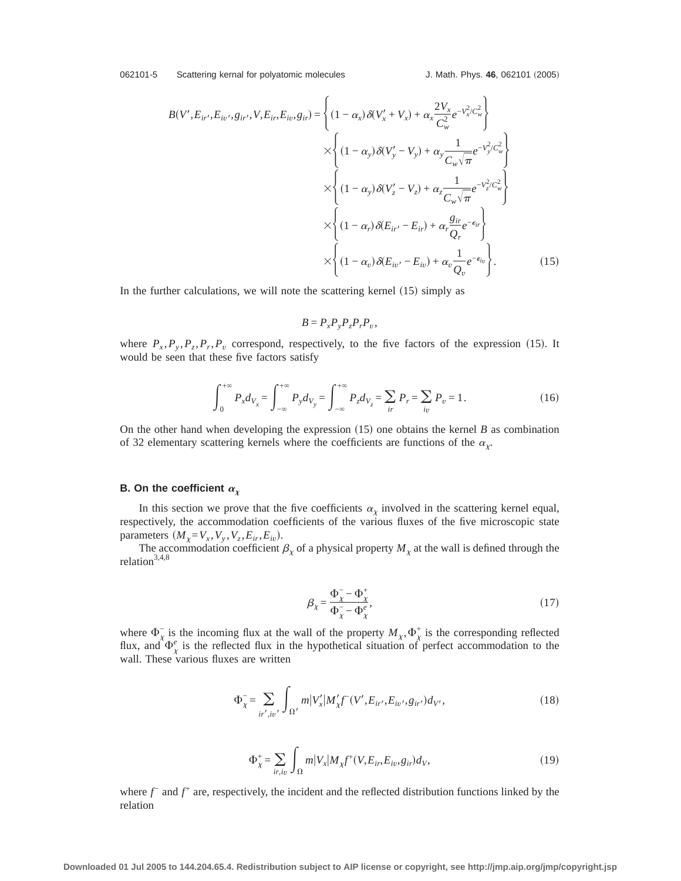$$B(V',E_{ir'},E_{iv'},g_{ir'},V,E_{ir},E_{iv},g_{ir}) = \left\{(1-\alpha_x)\,\delta(V'_x+V_x)+\alpha_x\frac{2V_x}{C_w^2}e^{-V_x^2/C_w^2}\right\}$$
$$\times\left\{(1-\alpha_y)\,\delta(V'_y-V_y)+\alpha_y\frac{1}{C_w\sqrt{\pi}}e^{-V_y^2/C_w^2}\right\}$$
$$\times\left\{(1-\alpha_y)\,\delta(V'_z-V_z)+\alpha_z\frac{1}{C_w\sqrt{\pi}}e^{-V_z^2/C_w^2}\right\}$$
$$\times\left\{(1-\alpha_r)\,\delta(E_{ir'}-E_{ir})+\alpha_r\frac{g_{ir}}{Q_r}e^{-\epsilon_{ir}}\right\}$$
$$\times\left\{(1-\alpha_v)\,\delta(E_{iv'}-E_{iv})+\alpha_v\frac{1}{Q_v}e^{-\epsilon_{iv}}\right\}. \tag{15}$$

In the further calculations, we will note the scattering kernel (15) simply as

$$B = P_xP_yP_zP_rP_v,$$

where $P_x,P_y,P_z,P_r,P_v$ correspond, respectively, to the five factors of the expression (15). It would be seen that these five factors satisfy

$$\int_0^{+\infty}P_x d_{V_x} = \int_{-\infty}^{+\infty}P_y d_{V_y} = \int_{-\infty}^{+\infty}P_z d_{V_z} = \sum_{ir}P_r = \sum_{iv}P_v = 1. \tag{16}$$

On the other hand when developing the expression (15) one obtains the kernel $B$ as combination of 32 elementary scattering kernels where the coefficients are functions of the $\alpha_\chi$.

### B. On the coefficient $\alpha_\chi$

In this section we prove that the five coefficients $\alpha_\chi$ involved in the scattering kernel equal, respectively, the accommodation coefficients of the various fluxes of the five microscopic state parameters $(M_\chi=V_x,V_y,V_z,E_{ir},E_{iv})$.

The accommodation coefficient $\beta_\chi$ of a physical property $M_\chi$ at the wall is defined through the relation[3,4,8]

$$\beta_\chi = \frac{\Phi_\chi^- - \Phi_\chi^+}{\Phi_\chi^- - \Phi_\chi^e}, \tag{17}$$

where $\Phi_\chi^-$ is the incoming flux at the wall of the property $M_\chi$, $\Phi_\chi^+$ is the corresponding reflected flux, and $\Phi_\chi^e$ is the reflected flux in the hypothetical situation of perfect accommodation to the wall. These various fluxes are written

$$\Phi_\chi^- = \sum_{ir',iv'}\int_{\Omega'} m|V'_x|M'_\chi f^-(V',E_{ir'},E_{iv'},g_{ir'})d_{V'}, \tag{18}$$

$$\Phi_\chi^+ = \sum_{ir,iv}\int_{\Omega} m|V_x|M_\chi f^+(V,E_{ir},E_{iv},g_{ir})d_{V}, \tag{19}$$

where $f^-$ and $f^+$ are, respectively, the incident and the reflected distribution functions linked by the relation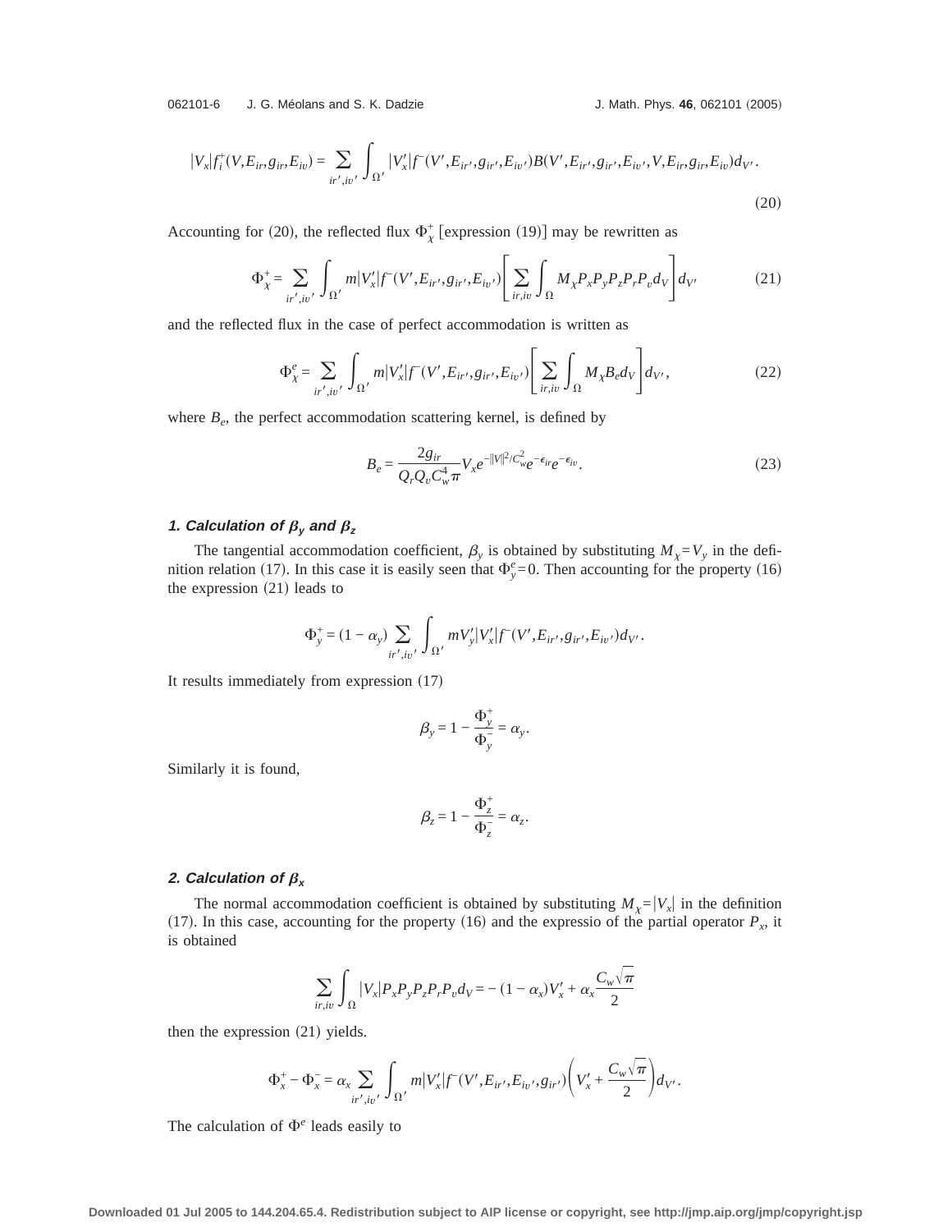$$|V_x| f_i^+(V, E_{ir}, g_{ir}, E_{iv}) = \sum_{ir', iv'} \int_{\Omega'} |V_x'| f^-(V', E_{ir'}, g_{ir'}, E_{iv'}) B(V', E_{ir'}, g_{ir'}, E_{iv'}, V, E_{ir}, g_{ir}, E_{iv}) d_{V'}. \tag{20}$$

Accounting for (20), the reflected flux $\Phi_\chi^+$ [expression (19)] may be rewritten as

$$\Phi_\chi^+ = \sum_{ir', iv'} \int_{\Omega'} m|V_x'| f^-(V', E_{ir'}, g_{ir'}, E_{iv'}) \left[ \sum_{ir, iv} \int_\Omega M_\chi P_x P_y P_z P_r P_v d_V \right] d_{V'} \tag{21}$$

and the reflected flux in the case of perfect accommodation is written as

$$\Phi_\chi^e = \sum_{ir', iv'} \int_{\Omega'} m|V_x'| f^-(V', E_{ir'}, g_{ir'}, E_{iv'}) \left[ \sum_{ir, iv} \int_\Omega M_\chi B_e d_V \right] d_{V'}, \tag{22}$$

where $B_e$, the perfect accommodation scattering kernel, is defined by

$$B_e = \frac{2 g_{ir}}{Q_r Q_v C_w^4 \pi} V_x e^{-\|V\|^2/C_w^2} e^{-\epsilon_{ir}} e^{-\epsilon_{iv}}. \tag{23}$$

#### *1. Calculation of $\beta_y$ and $\beta_z$*

The tangential accommodation coefficient, $\beta_y$ is obtained by substituting $M_\chi = V_y$ in the definition relation (17). In this case it is easily seen that $\Phi_y^e = 0$. Then accounting for the property (16) the expression (21) leads to

$$\Phi_y^+ = (1 - \alpha_y) \sum_{ir', iv'} \int_{\Omega'} m V_y' |V_x'| f^-(V', E_{ir'}, g_{ir'}, E_{iv'}) d_{V'}.$$

It results immediately from expression (17)

$$\beta_y = 1 - \frac{\Phi_y^+}{\Phi_y^-} = \alpha_y.$$

Similarly it is found,

$$\beta_z = 1 - \frac{\Phi_z^+}{\Phi_z^-} = \alpha_z.$$

#### *2. Calculation of $\beta_x$*

The normal accommodation coefficient is obtained by substituting $M_\chi = |V_x|$ in the definition (17). In this case, accounting for the property (16) and the expressio of the partial operator $P_x$, it is obtained

$$\sum_{ir, iv} \int_\Omega |V_x| P_x P_y P_z P_r P_v d_V = -(1 - \alpha_x) V_x' + \alpha_x \frac{C_w \sqrt{\pi}}{2}$$

then the expression (21) yields.

$$\Phi_x^+ - \Phi_x^- = \alpha_x \sum_{ir', iv'} \int_{\Omega'} m|V_x'| f^-(V', E_{ir'}, E_{iv'}, g_{ir'}) \left( V_x' + \frac{C_w \sqrt{\pi}}{2} \right) d_{V'}.$$

The calculation of $\Phi^e$ leads easily to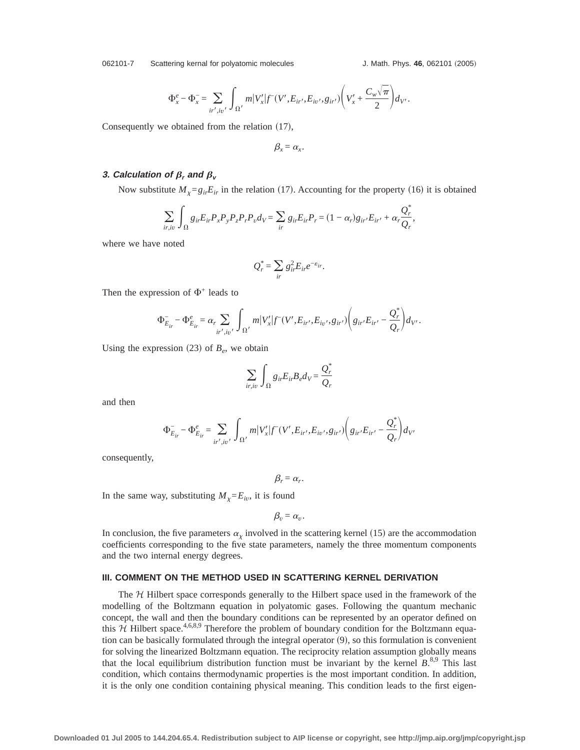$$\Phi_x^e - \Phi_x^- = \sum_{ir',iv'} \int_{\Omega'} m|V_x'| f^-(V', E_{ir'}, E_{iv'}, g_{ir'}) \left( V_x' + \frac{C_w \sqrt{\pi}}{2} \right) d_{V'}.$$

Consequently we obtained from the relation (17),

$$\beta_x = \alpha_x.$$

### 3. Calculation of $\beta_r$ and $\beta_v$

Now substitute $M_\chi = g_{ir} E_{ir}$ in the relation (17). Accounting for the property (16) it is obtained

$$\sum_{ir,iv} \int_{\Omega} g_{ir} E_{ir} P_x P_y P_z P_r P_v d_V = \sum_{ir} g_{ir} E_{ir} P_r = (1 - \alpha_r) g_{ir'} E_{ir'} + \alpha_r \frac{Q_r^*}{Q_r},$$

where we have noted

$$Q_r^* = \sum_{ir} g_{ir}^2 E_{ir} e^{-\varepsilon_{ir}}.$$

Then the expression of $\Phi^+$ leads to

$$\Phi_{E_{ir}}^- - \Phi_{E_{ir}}^e = \alpha_r \sum_{ir',iv'} \int_{\Omega'} m|V_x'| f^-(V', E_{ir'}, E_{iv'}, g_{ir'}) \left( g_{ir'} E_{ir'} - \frac{Q_r^*}{Q_r} \right) d_{V'}.$$

Using the expression (23) of $B_e$, we obtain

$$\sum_{ir,iv} \int_{\Omega} g_{ir} E_{ir} B_e d_V = \frac{Q_r^*}{Q_r}$$

and then

$$\Phi_{E_{ir}}^- - \Phi_{E_{ir}}^e = \sum_{ir',iv'} \int_{\Omega'} m|V_x'| f^-(V', E_{ir'}, E_{iv'}, g_{ir'}) \left( g_{ir'} E_{ir'} - \frac{Q_r^*}{Q_r} \right) d_{V'}$$

consequently,

$$\beta_r = \alpha_r.$$

In the same way, substituting $M_\chi = E_{iv}$, it is found

$$\beta_v = \alpha_v.$$

In conclusion, the five parameters $\alpha_\chi$ involved in the scattering kernel (15) are the accommodation coefficients corresponding to the five state parameters, namely the three momentum components and the two internal energy degrees.

## III. COMMENT ON THE METHOD USED IN SCATTERING KERNEL DERIVATION

The $\mathcal{H}$ Hilbert space corresponds generally to the Hilbert space used in the framework of the modelling of the Boltzmann equation in polyatomic gases. Following the quantum mechanic concept, the wall and then the boundary conditions can be represented by an operator defined on this $\mathcal{H}$ Hilbert space.[4,6,8,9] Therefore the problem of boundary condition for the Boltzmann equation can be basically formulated through the integral operator (9), so this formulation is convenient for solving the linearized Boltzmann equation. The reciprocity relation assumption globally means that the local equilibrium distribution function must be invariant by the kernel $B$.[8,9] This last condition, which contains thermodynamic properties is the most important condition. In addition, it is the only one condition containing physical meaning. This condition leads to the first eigen-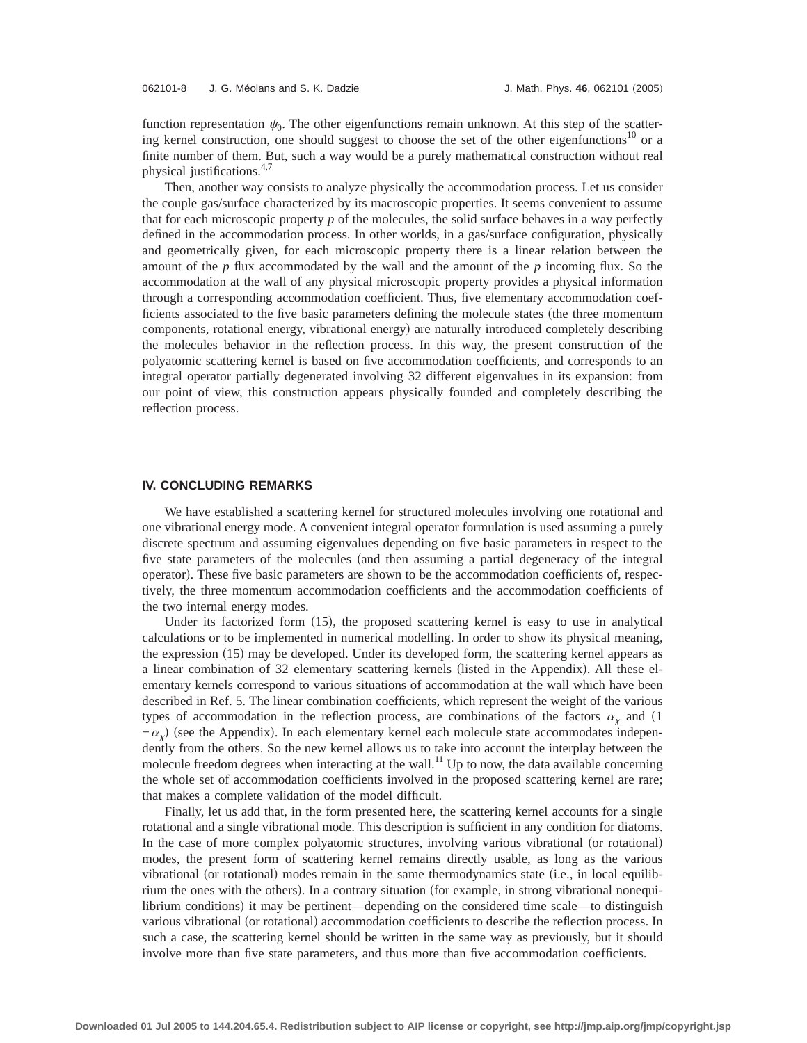function representation $\psi_0$. The other eigenfunctions remain unknown. At this step of the scattering kernel construction, one should suggest to choose the set of the other eigenfunctions[10] or a finite number of them. But, such a way would be a purely mathematical construction without real physical justifications.[4,7]

Then, another way consists to analyze physically the accommodation process. Let us consider the couple gas/surface characterized by its macroscopic properties. It seems convenient to assume that for each microscopic property $p$ of the molecules, the solid surface behaves in a way perfectly defined in the accommodation process. In other worlds, in a gas/surface configuration, physically and geometrically given, for each microscopic property there is a linear relation between the amount of the $p$ flux accommodated by the wall and the amount of the $p$ incoming flux. So the accommodation at the wall of any physical microscopic property provides a physical information through a corresponding accommodation coefficient. Thus, five elementary accommodation coefficients associated to the five basic parameters defining the molecule states (the three momentum components, rotational energy, vibrational energy) are naturally introduced completely describing the molecules behavior in the reflection process. In this way, the present construction of the polyatomic scattering kernel is based on five accommodation coefficients, and corresponds to an integral operator partially degenerated involving 32 different eigenvalues in its expansion: from our point of view, this construction appears physically founded and completely describing the reflection process.

## IV. CONCLUDING REMARKS

We have established a scattering kernel for structured molecules involving one rotational and one vibrational energy mode. A convenient integral operator formulation is used assuming a purely discrete spectrum and assuming eigenvalues depending on five basic parameters in respect to the five state parameters of the molecules (and then assuming a partial degeneracy of the integral operator). These five basic parameters are shown to be the accommodation coefficients of, respectively, the three momentum accommodation coefficients and the accommodation coefficients of the two internal energy modes.

Under its factorized form (15), the proposed scattering kernel is easy to use in analytical calculations or to be implemented in numerical modelling. In order to show its physical meaning, the expression (15) may be developed. Under its developed form, the scattering kernel appears as a linear combination of 32 elementary scattering kernels (listed in the Appendix). All these elementary kernels correspond to various situations of accommodation at the wall which have been described in Ref. 5. The linear combination coefficients, which represent the weight of the various types of accommodation in the reflection process, are combinations of the factors $\alpha_\chi$ and $(1-\alpha_\chi)$ (see the Appendix). In each elementary kernel each molecule state accommodates independently from the others. So the new kernel allows us to take into account the interplay between the molecule freedom degrees when interacting at the wall.[11] Up to now, the data available concerning the whole set of accommodation coefficients involved in the proposed scattering kernel are rare; that makes a complete validation of the model difficult.

Finally, let us add that, in the form presented here, the scattering kernel accounts for a single rotational and a single vibrational mode. This description is sufficient in any condition for diatoms. In the case of more complex polyatomic structures, involving various vibrational (or rotational) modes, the present form of scattering kernel remains directly usable, as long as the various vibrational (or rotational) modes remain in the same thermodynamics state (i.e., in local equilibrium the ones with the others). In a contrary situation (for example, in strong vibrational nonequilibrium conditions) it may be pertinent—depending on the considered time scale—to distinguish various vibrational (or rotational) accommodation coefficients to describe the reflection process. In such a case, the scattering kernel should be written in the same way as previously, but it should involve more than five state parameters, and thus more than five accommodation coefficients.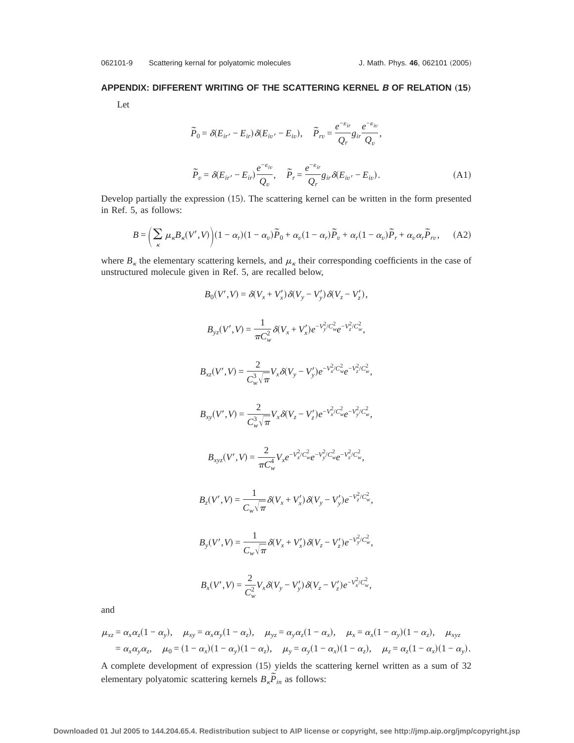## APPENDIX: DIFFERENT WRITING OF THE SCATTERING KERNEL *B* OF RELATION (15)

Let

$$\tilde{P}_0 = \delta(E_{ir'} - E_{ir})\delta(E_{iv'} - E_{iv}), \quad \tilde{P}_{rv} = \frac{e^{-\varepsilon_{ir}}}{Q_r} g_{ir} \frac{e^{-\varepsilon_{iv}}}{Q_v},$$

$$\tilde{P}_v = \delta(E_{ir'} - E_{ir})\frac{e^{-\varepsilon_{iv}}}{Q_v}, \quad \tilde{P}_r = \frac{e^{-\varepsilon_{ir}}}{Q_r} g_{ir}\delta(E_{iv'} - E_{iv}). \tag{A1}$$

Develop partially the expression (15). The scattering kernel can be written in the form presented in Ref. 5, as follows:

$$B = \left(\sum_{\kappa} \mu_\kappa B_\kappa(V', V)\right)(1-\alpha_r)(1-\alpha_v)\tilde{P}_0 + \alpha_v(1-\alpha_r)\tilde{P}_v + \alpha_r(1-\alpha_v)\tilde{P}_r + \alpha_v\alpha_r\tilde{P}_{rv}, \tag{A2}$$

where $B_\kappa$ the elementary scattering kernels, and $\mu_\kappa$ their corresponding coefficients in the case of unstructured molecule given in Ref. 5, are recalled below,

$$B_0(V', V) = \delta(V_x + V_x')\delta(V_y - V_y')\delta(V_z - V_z'),$$

$$B_{yz}(V', V) = \frac{1}{\pi C_w^2}\delta(V_x + V_x')e^{-V_y^2/C_w^2}e^{-V_z^2/C_w^2},$$

$$B_{xz}(V', V) = \frac{2}{C_w^3\sqrt{\pi}}V_x\delta(V_y - V_y')e^{-V_x^2/C_w^2}e^{-V_z^2/C_w^2},$$

$$B_{xy}(V', V) = \frac{2}{C_w^3\sqrt{\pi}}V_x\delta(V_z - V_z')e^{-V_x^2/C_w^2}e^{-V_y^2/C_w^2},$$

$$B_{xyz}(V', V) = \frac{2}{\pi C_w^4}V_x e^{-V_x^2/C_w^2}e^{-V_y^2/C_w^2}e^{-V_z^2/C_w^2},$$

$$B_z(V', V) = \frac{1}{C_w\sqrt{\pi}}\delta(V_x + V_x')\delta(V_y - V_y')e^{-V_z^2/C_w^2},$$

$$B_y(V', V) = \frac{1}{C_w\sqrt{\pi}}\delta(V_x + V_x')\delta(V_z - V_z')e^{-V_y^2/C_w^2},$$

$$B_x(V', V) = \frac{2}{C_w^2}V_x\delta(V_y - V_y')\delta(V_z - V_z')e^{-V_x^2/C_w^2},$$

and

$$\mu_{xz} = \alpha_x\alpha_z(1-\alpha_y), \quad \mu_{xy} = \alpha_x\alpha_y(1-\alpha_z), \quad \mu_{yz} = \alpha_y\alpha_z(1-\alpha_x), \quad \mu_x = \alpha_x(1-\alpha_y)(1-\alpha_z), \quad \mu_{xyz} = \alpha_x\alpha_y\alpha_z, \quad \mu_0 = (1-\alpha_x)(1-\alpha_y)(1-\alpha_z), \quad \mu_y = \alpha_y(1-\alpha_x)(1-\alpha_z), \quad \mu_z = \alpha_z(1-\alpha_x)(1-\alpha_y).$$

A complete development of expression (15) yields the scattering kernel written as a sum of 32 elementary polyatomic scattering kernels $B_\kappa\tilde{P}_{in}$ as follows: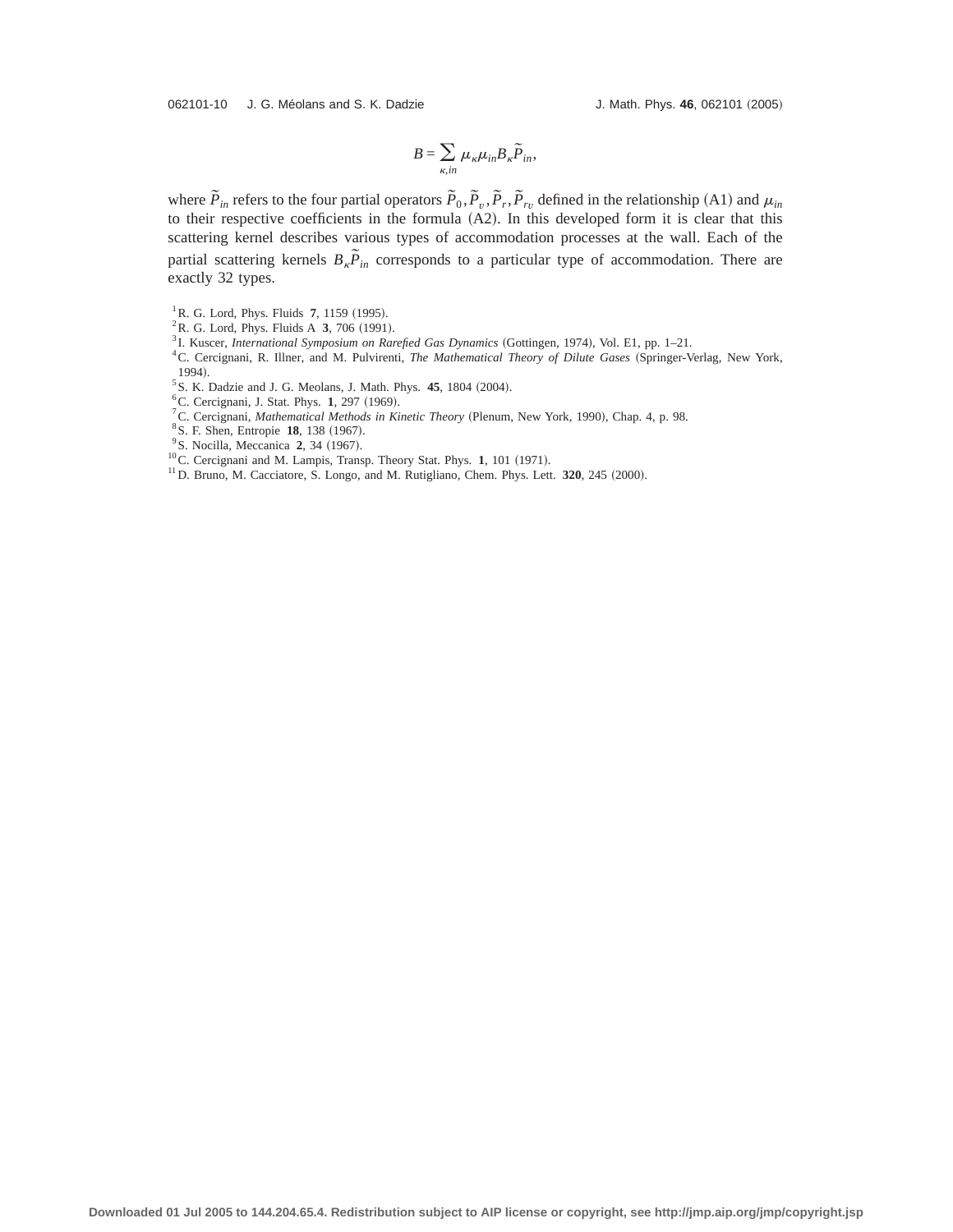$$B = \sum_{\kappa,in} \mu_\kappa \mu_{in} B_\kappa \tilde{P}_{in},$$

where $\tilde{P}_{in}$ refers to the four partial operators $\tilde{P}_0, \tilde{P}_v, \tilde{P}_r, \tilde{P}_{rv}$ defined in the relationship (A1) and $\mu_{in}$ to their respective coefficients in the formula (A2). In this developed form it is clear that this scattering kernel describes various types of accommodation processes at the wall. Each of the partial scattering kernels $B_\kappa \tilde{P}_{in}$ corresponds to a particular type of accommodation. There are exactly 32 types.

[1] R. G. Lord, Phys. Fluids **7**, 1159 (1995).
[2] R. G. Lord, Phys. Fluids A **3**, 706 (1991).
[3] I. Kuscer, *International Symposium on Rarefied Gas Dynamics* (Gottingen, 1974), Vol. E1, pp. 1–21.
[4] C. Cercignani, R. Illner, and M. Pulvirenti, *The Mathematical Theory of Dilute Gases* (Springer-Verlag, New York, 1994).
[5] S. K. Dadzie and J. G. Meolans, J. Math. Phys. **45**, 1804 (2004).
[6] C. Cercignani, J. Stat. Phys. **1**, 297 (1969).
[7] C. Cercignani, *Mathematical Methods in Kinetic Theory* (Plenum, New York, 1990), Chap. 4, p. 98.
[8] S. F. Shen, Entropie **18**, 138 (1967).
[9] S. Nocilla, Meccanica **2**, 34 (1967).
[10] C. Cercignani and M. Lampis, Transp. Theory Stat. Phys. **1**, 101 (1971).
[11] D. Bruno, M. Cacciatore, S. Longo, and M. Rutigliano, Chem. Phys. Lett. **320**, 245 (2000).